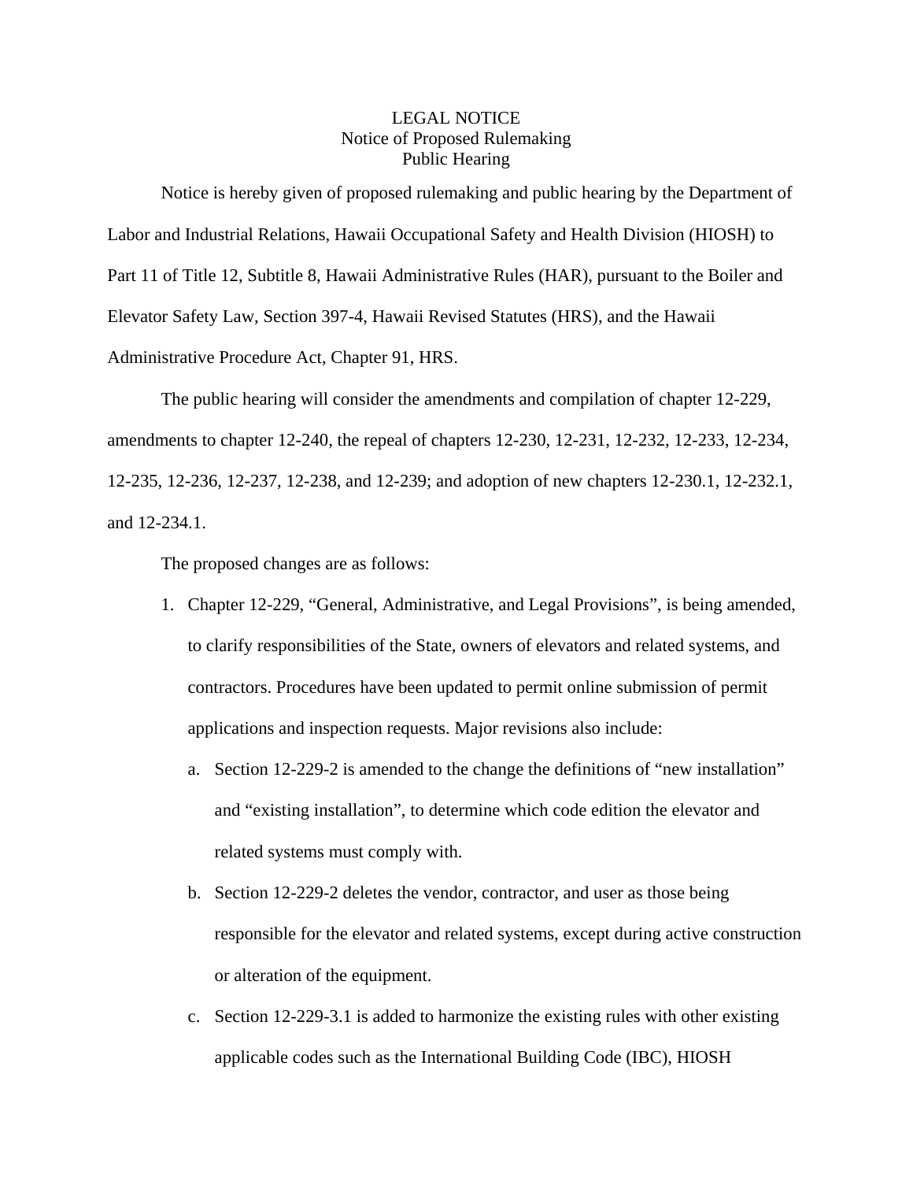# LEGAL NOTICE
## Notice of Proposed Rulemaking
## Public Hearing

Notice is hereby given of proposed rulemaking and public hearing by the Department of Labor and Industrial Relations, Hawaii Occupational Safety and Health Division (HIOSH) to Part 11 of Title 12, Subtitle 8, Hawaii Administrative Rules (HAR), pursuant to the Boiler and Elevator Safety Law, Section 397-4, Hawaii Revised Statutes (HRS), and the Hawaii Administrative Procedure Act, Chapter 91, HRS.

The public hearing will consider the amendments and compilation of chapter 12-229, amendments to chapter 12-240, the repeal of chapters 12-230, 12-231, 12-232, 12-233, 12-234, 12-235, 12-236, 12-237, 12-238, and 12-239; and adoption of new chapters 12-230.1, 12-232.1, and 12-234.1.

The proposed changes are as follows:

1. Chapter 12-229, "General, Administrative, and Legal Provisions", is being amended, to clarify responsibilities of the State, owners of elevators and related systems, and contractors. Procedures have been updated to permit online submission of permit applications and inspection requests. Major revisions also include:
    a. Section 12-229-2 is amended to the change the definitions of "new installation" and "existing installation", to determine which code edition the elevator and related systems must comply with.
    b. Section 12-229-2 deletes the vendor, contractor, and user as those being responsible for the elevator and related systems, except during active construction or alteration of the equipment.
    c. Section 12-229-3.1 is added to harmonize the existing rules with other existing applicable codes such as the International Building Code (IBC), HIOSH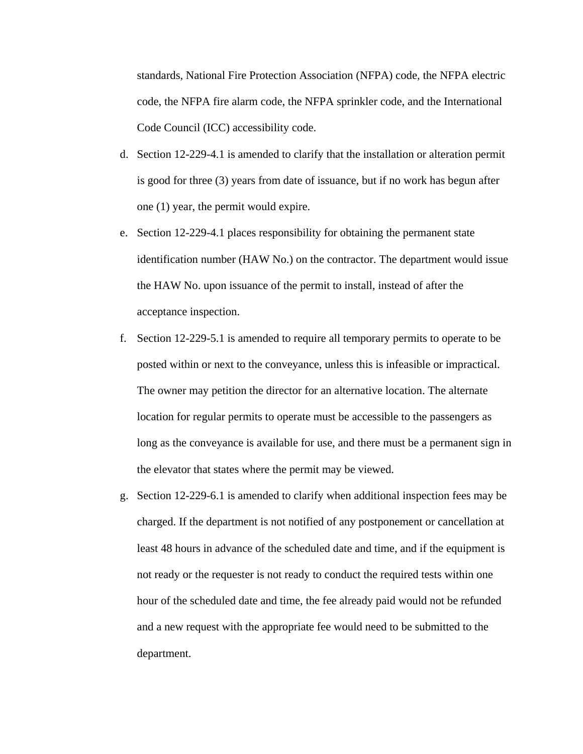standards, National Fire Protection Association (NFPA) code, the NFPA electric code, the NFPA fire alarm code, the NFPA sprinkler code, and the International Code Council (ICC) accessibility code.

d. Section 12-229-4.1 is amended to clarify that the installation or alteration permit is good for three (3) years from date of issuance, but if no work has begun after one (1) year, the permit would expire.

e. Section 12-229-4.1 places responsibility for obtaining the permanent state identification number (HAW No.) on the contractor. The department would issue the HAW No. upon issuance of the permit to install, instead of after the acceptance inspection.

f. Section 12-229-5.1 is amended to require all temporary permits to operate to be posted within or next to the conveyance, unless this is infeasible or impractical. The owner may petition the director for an alternative location. The alternate location for regular permits to operate must be accessible to the passengers as long as the conveyance is available for use, and there must be a permanent sign in the elevator that states where the permit may be viewed.

g. Section 12-229-6.1 is amended to clarify when additional inspection fees may be charged. If the department is not notified of any postponement or cancellation at least 48 hours in advance of the scheduled date and time, and if the equipment is not ready or the requester is not ready to conduct the required tests within one hour of the scheduled date and time, the fee already paid would not be refunded and a new request with the appropriate fee would need to be submitted to the department.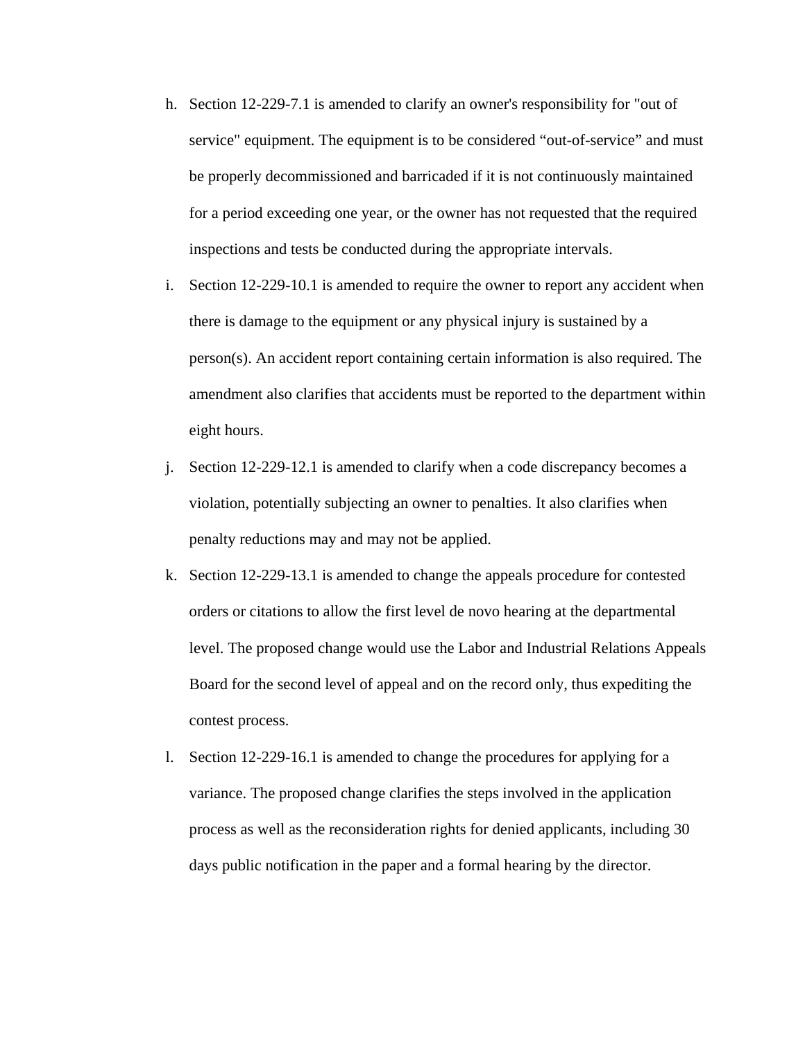h. Section 12-229-7.1 is amended to clarify an owner's responsibility for "out of service" equipment. The equipment is to be considered “out-of-service” and must be properly decommissioned and barricaded if it is not continuously maintained for a period exceeding one year, or the owner has not requested that the required inspections and tests be conducted during the appropriate intervals.

i. Section 12-229-10.1 is amended to require the owner to report any accident when there is damage to the equipment or any physical injury is sustained by a person(s). An accident report containing certain information is also required. The amendment also clarifies that accidents must be reported to the department within eight hours.

j. Section 12-229-12.1 is amended to clarify when a code discrepancy becomes a violation, potentially subjecting an owner to penalties. It also clarifies when penalty reductions may and may not be applied.

k. Section 12-229-13.1 is amended to change the appeals procedure for contested orders or citations to allow the first level de novo hearing at the departmental level. The proposed change would use the Labor and Industrial Relations Appeals Board for the second level of appeal and on the record only, thus expediting the contest process.

l. Section 12-229-16.1 is amended to change the procedures for applying for a variance. The proposed change clarifies the steps involved in the application process as well as the reconsideration rights for denied applicants, including 30 days public notification in the paper and a formal hearing by the director.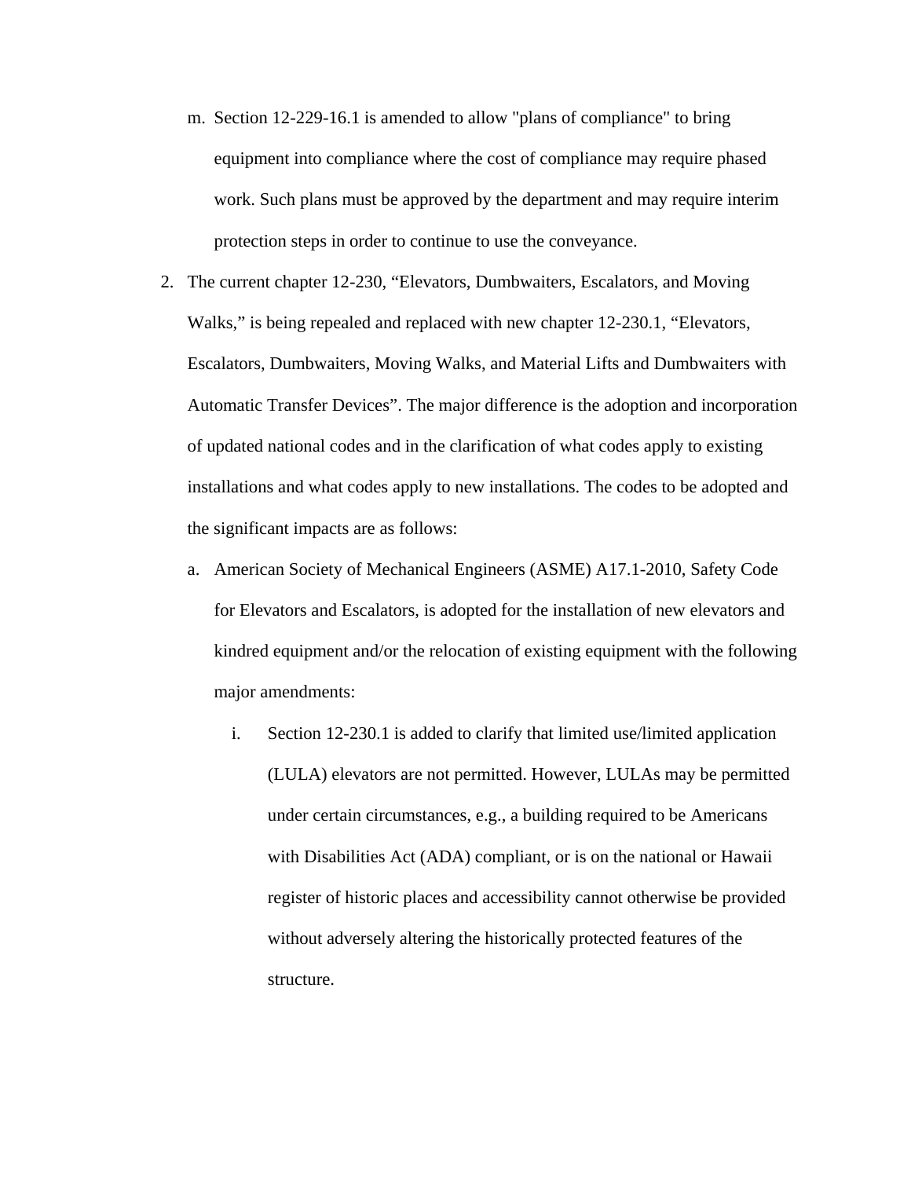m. Section 12-229-16.1 is amended to allow "plans of compliance" to bring equipment into compliance where the cost of compliance may require phased work. Such plans must be approved by the department and may require interim protection steps in order to continue to use the conveyance.

2. The current chapter 12-230, “Elevators, Dumbwaiters, Escalators, and Moving Walks,” is being repealed and replaced with new chapter 12-230.1, “Elevators, Escalators, Dumbwaiters, Moving Walks, and Material Lifts and Dumbwaiters with Automatic Transfer Devices”. The major difference is the adoption and incorporation of updated national codes and in the clarification of what codes apply to existing installations and what codes apply to new installations. The codes to be adopted and the significant impacts are as follows:

   a. American Society of Mechanical Engineers (ASME) A17.1-2010, Safety Code for Elevators and Escalators, is adopted for the installation of new elevators and kindred equipment and/or the relocation of existing equipment with the following major amendments:

      i. Section 12-230.1 is added to clarify that limited use/limited application (LULA) elevators are not permitted. However, LULAs may be permitted under certain circumstances, e.g., a building required to be Americans with Disabilities Act (ADA) compliant, or is on the national or Hawaii register of historic places and accessibility cannot otherwise be provided without adversely altering the historically protected features of the structure.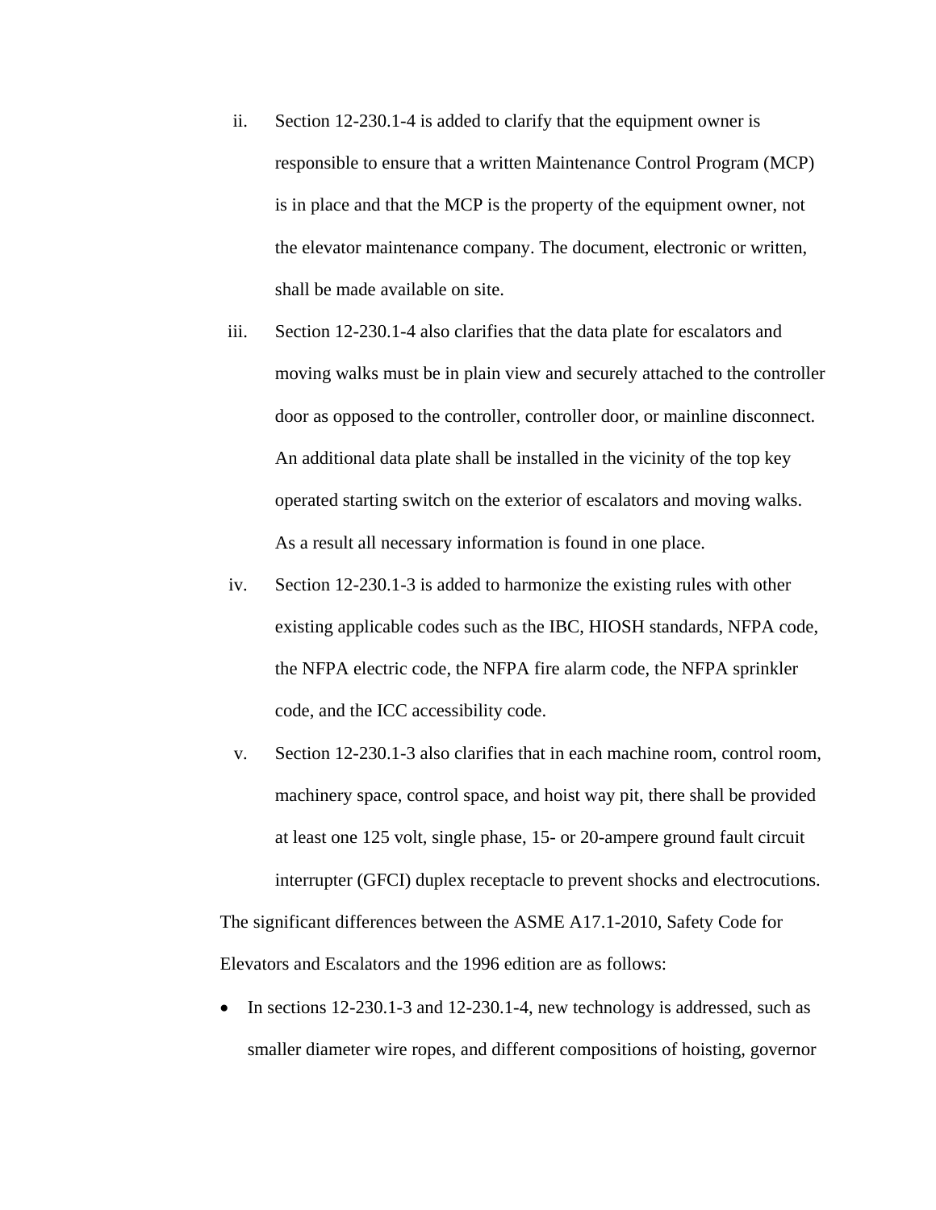ii. Section 12-230.1-4 is added to clarify that the equipment owner is responsible to ensure that a written Maintenance Control Program (MCP) is in place and that the MCP is the property of the equipment owner, not the elevator maintenance company. The document, electronic or written, shall be made available on site.

iii. Section 12-230.1-4 also clarifies that the data plate for escalators and moving walks must be in plain view and securely attached to the controller door as opposed to the controller, controller door, or mainline disconnect. An additional data plate shall be installed in the vicinity of the top key operated starting switch on the exterior of escalators and moving walks. As a result all necessary information is found in one place.

iv. Section 12-230.1-3 is added to harmonize the existing rules with other existing applicable codes such as the IBC, HIOSH standards, NFPA code, the NFPA electric code, the NFPA fire alarm code, the NFPA sprinkler code, and the ICC accessibility code.

v. Section 12-230.1-3 also clarifies that in each machine room, control room, machinery space, control space, and hoist way pit, there shall be provided at least one 125 volt, single phase, 15- or 20-ampere ground fault circuit interrupter (GFCI) duplex receptacle to prevent shocks and electrocutions.

The significant differences between the ASME A17.1-2010, Safety Code for Elevators and Escalators and the 1996 edition are as follows:

- In sections 12-230.1-3 and 12-230.1-4, new technology is addressed, such as smaller diameter wire ropes, and different compositions of hoisting, governor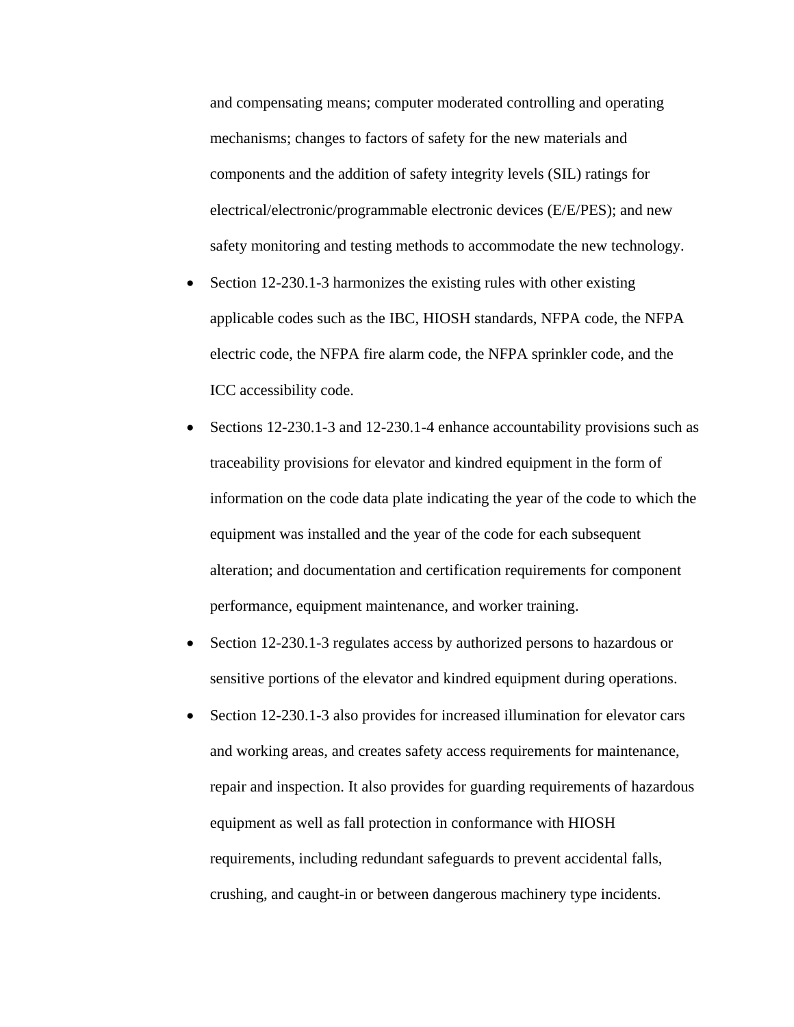and compensating means; computer moderated controlling and operating mechanisms; changes to factors of safety for the new materials and components and the addition of safety integrity levels (SIL) ratings for electrical/electronic/programmable electronic devices (E/E/PES); and new safety monitoring and testing methods to accommodate the new technology.

- Section 12-230.1-3 harmonizes the existing rules with other existing applicable codes such as the IBC, HIOSH standards, NFPA code, the NFPA electric code, the NFPA fire alarm code, the NFPA sprinkler code, and the ICC accessibility code.
- Sections 12-230.1-3 and 12-230.1-4 enhance accountability provisions such as traceability provisions for elevator and kindred equipment in the form of information on the code data plate indicating the year of the code to which the equipment was installed and the year of the code for each subsequent alteration; and documentation and certification requirements for component performance, equipment maintenance, and worker training.
- Section 12-230.1-3 regulates access by authorized persons to hazardous or sensitive portions of the elevator and kindred equipment during operations.
- Section 12-230.1-3 also provides for increased illumination for elevator cars and working areas, and creates safety access requirements for maintenance, repair and inspection. It also provides for guarding requirements of hazardous equipment as well as fall protection in conformance with HIOSH requirements, including redundant safeguards to prevent accidental falls, crushing, and caught-in or between dangerous machinery type incidents.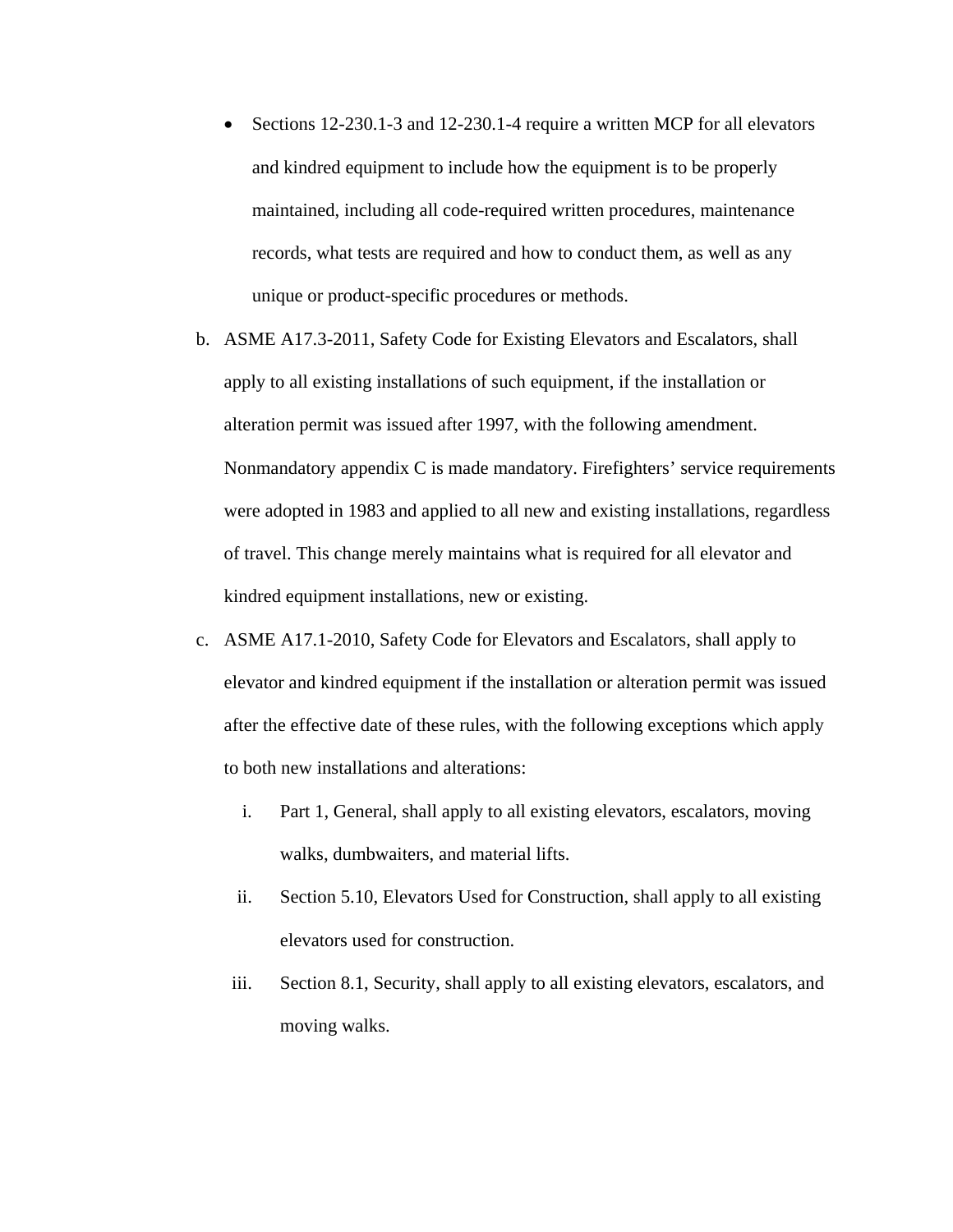- Sections 12-230.1-3 and 12-230.1-4 require a written MCP for all elevators and kindred equipment to include how the equipment is to be properly maintained, including all code-required written procedures, maintenance records, what tests are required and how to conduct them, as well as any unique or product-specific procedures or methods.

b. ASME A17.3-2011, Safety Code for Existing Elevators and Escalators, shall apply to all existing installations of such equipment, if the installation or alteration permit was issued after 1997, with the following amendment. Nonmandatory appendix C is made mandatory. Firefighters' service requirements were adopted in 1983 and applied to all new and existing installations, regardless of travel. This change merely maintains what is required for all elevator and kindred equipment installations, new or existing.

c. ASME A17.1-2010, Safety Code for Elevators and Escalators, shall apply to elevator and kindred equipment if the installation or alteration permit was issued after the effective date of these rules, with the following exceptions which apply to both new installations and alterations:

   i. Part 1, General, shall apply to all existing elevators, escalators, moving walks, dumbwaiters, and material lifts.

   ii. Section 5.10, Elevators Used for Construction, shall apply to all existing elevators used for construction.

   iii. Section 8.1, Security, shall apply to all existing elevators, escalators, and moving walks.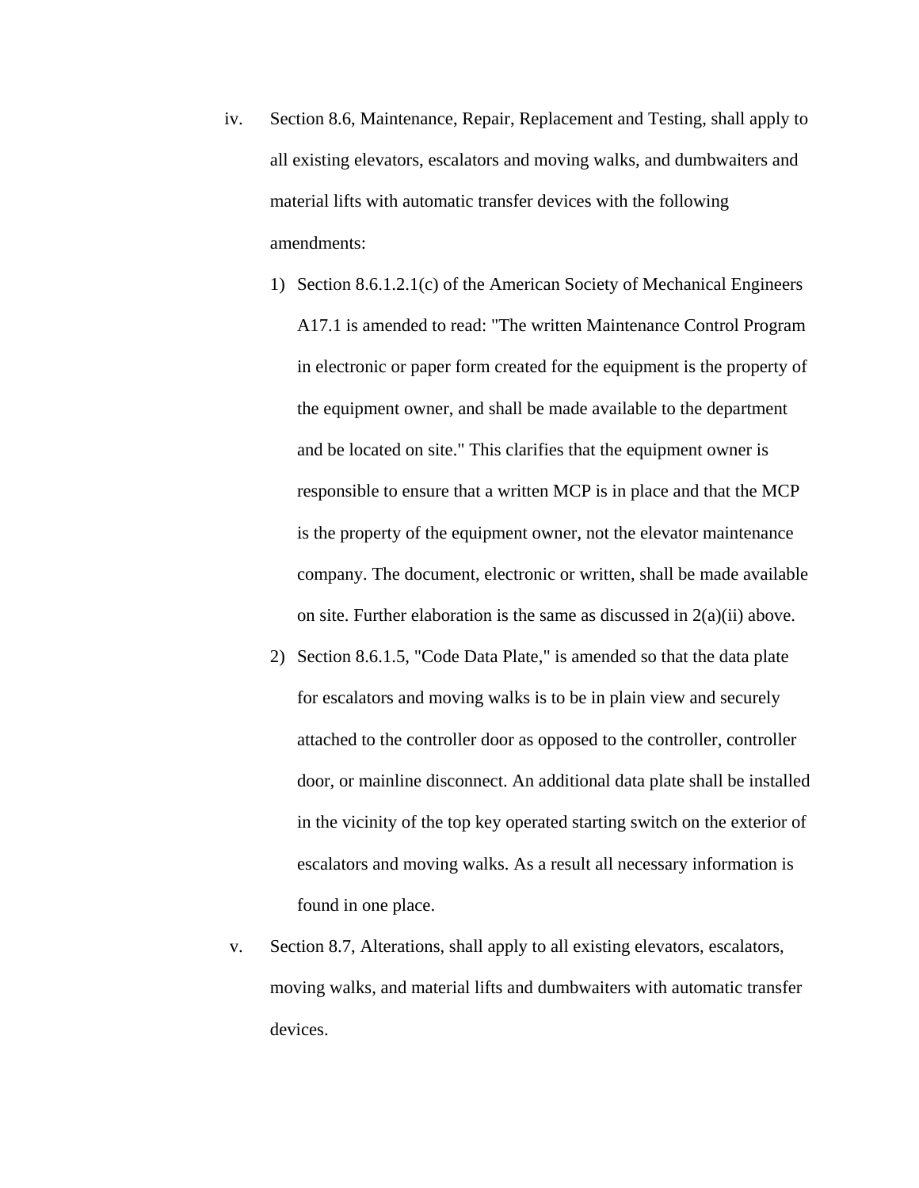iv. Section 8.6, Maintenance, Repair, Replacement and Testing, shall apply to all existing elevators, escalators and moving walks, and dumbwaiters and material lifts with automatic transfer devices with the following amendments:

   1) Section 8.6.1.2.1(c) of the American Society of Mechanical Engineers A17.1 is amended to read: "The written Maintenance Control Program in electronic or paper form created for the equipment is the property of the equipment owner, and shall be made available to the department and be located on site." This clarifies that the equipment owner is responsible to ensure that a written MCP is in place and that the MCP is the property of the equipment owner, not the elevator maintenance company. The document, electronic or written, shall be made available on site. Further elaboration is the same as discussed in 2(a)(ii) above.

   2) Section 8.6.1.5, "Code Data Plate," is amended so that the data plate for escalators and moving walks is to be in plain view and securely attached to the controller door as opposed to the controller, controller door, or mainline disconnect. An additional data plate shall be installed in the vicinity of the top key operated starting switch on the exterior of escalators and moving walks. As a result all necessary information is found in one place.

v. Section 8.7, Alterations, shall apply to all existing elevators, escalators, moving walks, and material lifts and dumbwaiters with automatic transfer devices.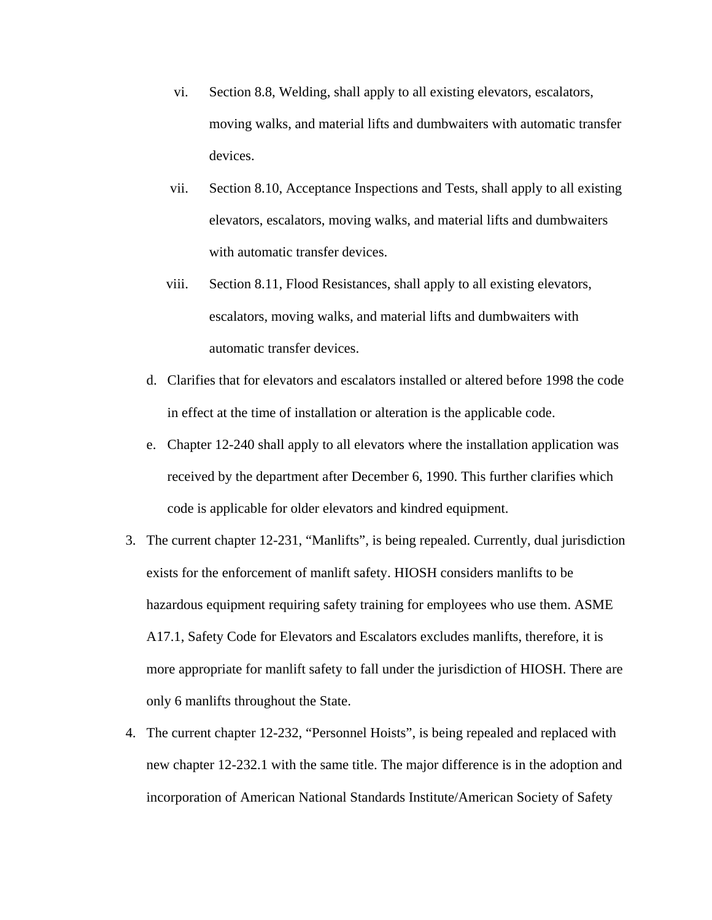vi. Section 8.8, Welding, shall apply to all existing elevators, escalators, moving walks, and material lifts and dumbwaiters with automatic transfer devices.

   vii. Section 8.10, Acceptance Inspections and Tests, shall apply to all existing elevators, escalators, moving walks, and material lifts and dumbwaiters with automatic transfer devices.

   viii. Section 8.11, Flood Resistances, shall apply to all existing elevators, escalators, moving walks, and material lifts and dumbwaiters with automatic transfer devices.

   d. Clarifies that for elevators and escalators installed or altered before 1998 the code in effect at the time of installation or alteration is the applicable code.

   e. Chapter 12-240 shall apply to all elevators where the installation application was received by the department after December 6, 1990. This further clarifies which code is applicable for older elevators and kindred equipment.

3. The current chapter 12-231, "Manlifts", is being repealed. Currently, dual jurisdiction exists for the enforcement of manlift safety. HIOSH considers manlifts to be hazardous equipment requiring safety training for employees who use them. ASME A17.1, Safety Code for Elevators and Escalators excludes manlifts, therefore, it is more appropriate for manlift safety to fall under the jurisdiction of HIOSH. There are only 6 manlifts throughout the State.

4. The current chapter 12-232, "Personnel Hoists", is being repealed and replaced with new chapter 12-232.1 with the same title. The major difference is in the adoption and incorporation of American National Standards Institute/American Society of Safety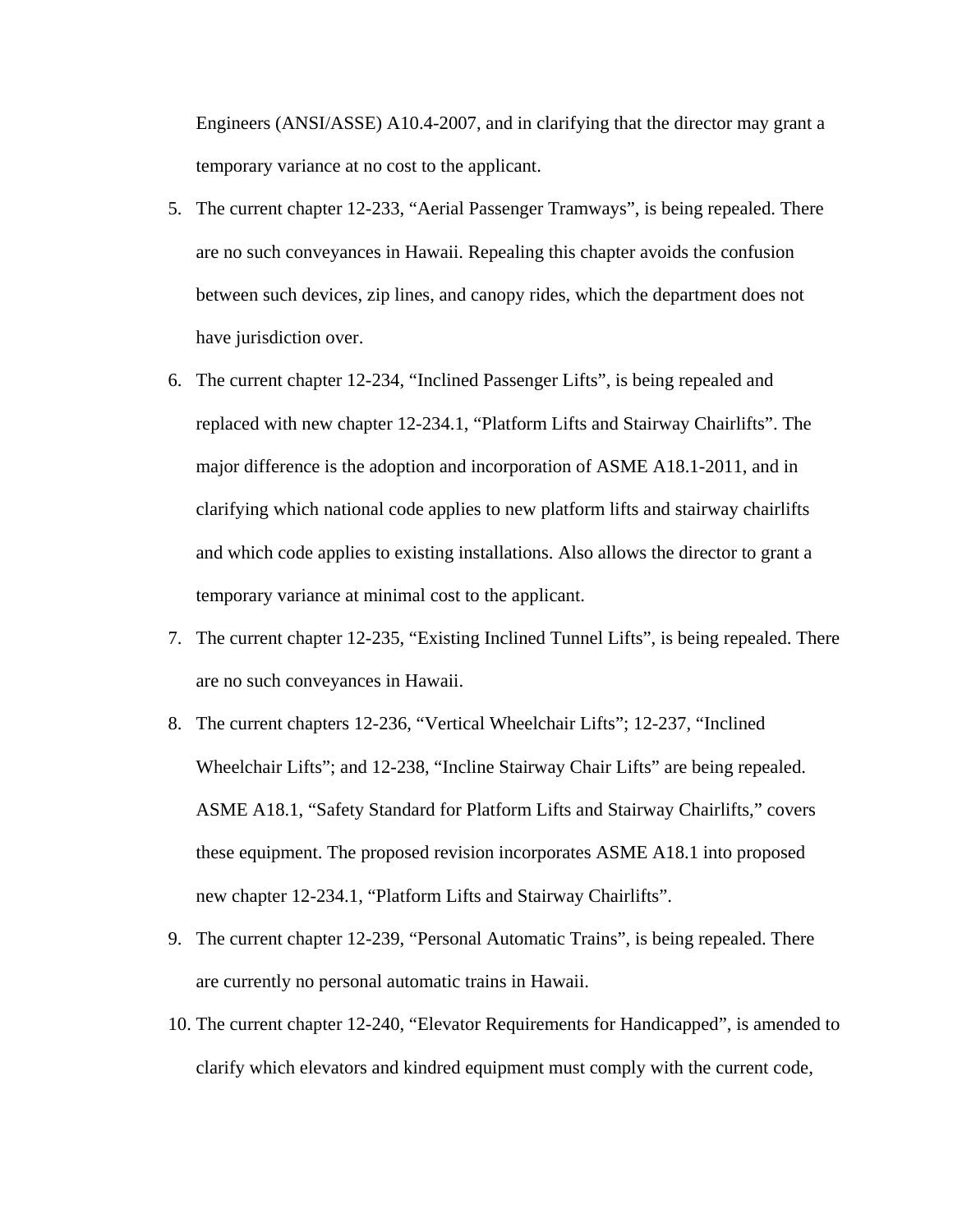Engineers (ANSI/ASSE) A10.4-2007, and in clarifying that the director may grant a temporary variance at no cost to the applicant.

5. The current chapter 12-233, “Aerial Passenger Tramways”, is being repealed. There are no such conveyances in Hawaii. Repealing this chapter avoids the confusion between such devices, zip lines, and canopy rides, which the department does not have jurisdiction over.
6. The current chapter 12-234, “Inclined Passenger Lifts”, is being repealed and replaced with new chapter 12-234.1, “Platform Lifts and Stairway Chairlifts”. The major difference is the adoption and incorporation of ASME A18.1-2011, and in clarifying which national code applies to new platform lifts and stairway chairlifts and which code applies to existing installations. Also allows the director to grant a temporary variance at minimal cost to the applicant.
7. The current chapter 12-235, “Existing Inclined Tunnel Lifts”, is being repealed. There are no such conveyances in Hawaii.
8. The current chapters 12-236, “Vertical Wheelchair Lifts”; 12-237, “Inclined Wheelchair Lifts”; and 12-238, “Incline Stairway Chair Lifts” are being repealed. ASME A18.1, “Safety Standard for Platform Lifts and Stairway Chairlifts,” covers these equipment. The proposed revision incorporates ASME A18.1 into proposed new chapter 12-234.1, “Platform Lifts and Stairway Chairlifts”.
9. The current chapter 12-239, “Personal Automatic Trains”, is being repealed. There are currently no personal automatic trains in Hawaii.
10. The current chapter 12-240, “Elevator Requirements for Handicapped”, is amended to clarify which elevators and kindred equipment must comply with the current code,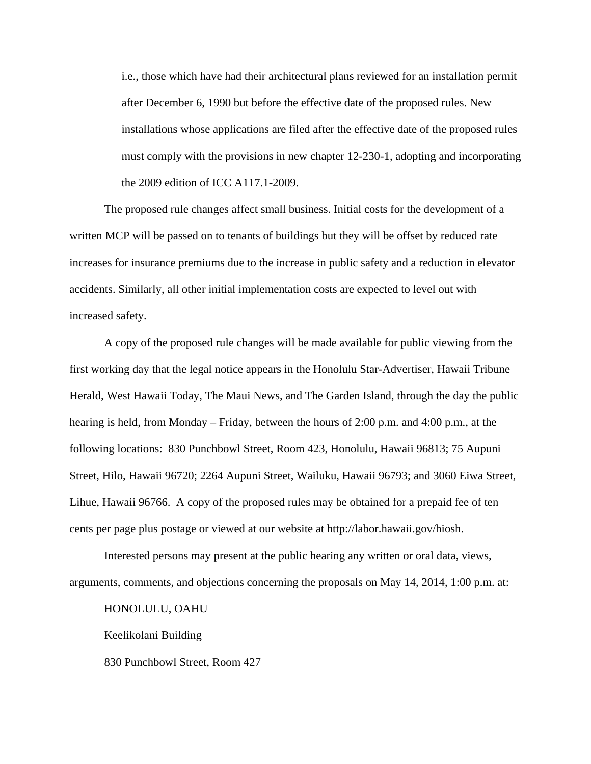i.e., those which have had their architectural plans reviewed for an installation permit after December 6, 1990 but before the effective date of the proposed rules. New installations whose applications are filed after the effective date of the proposed rules must comply with the provisions in new chapter 12-230-1, adopting and incorporating the 2009 edition of ICC A117.1-2009.

The proposed rule changes affect small business. Initial costs for the development of a written MCP will be passed on to tenants of buildings but they will be offset by reduced rate increases for insurance premiums due to the increase in public safety and a reduction in elevator accidents. Similarly, all other initial implementation costs are expected to level out with increased safety.

A copy of the proposed rule changes will be made available for public viewing from the first working day that the legal notice appears in the Honolulu Star-Advertiser, Hawaii Tribune Herald, West Hawaii Today, The Maui News, and The Garden Island, through the day the public hearing is held, from Monday – Friday, between the hours of 2:00 p.m. and 4:00 p.m., at the following locations: 830 Punchbowl Street, Room 423, Honolulu, Hawaii 96813; 75 Aupuni Street, Hilo, Hawaii 96720; 2264 Aupuni Street, Wailuku, Hawaii 96793; and 3060 Eiwa Street, Lihue, Hawaii 96766. A copy of the proposed rules may be obtained for a prepaid fee of ten cents per page plus postage or viewed at our website at http://labor.hawaii.gov/hiosh.

Interested persons may present at the public hearing any written or oral data, views, arguments, comments, and objections concerning the proposals on May 14, 2014, 1:00 p.m. at:

HONOLULU, OAHU

Keelikolani Building

830 Punchbowl Street, Room 427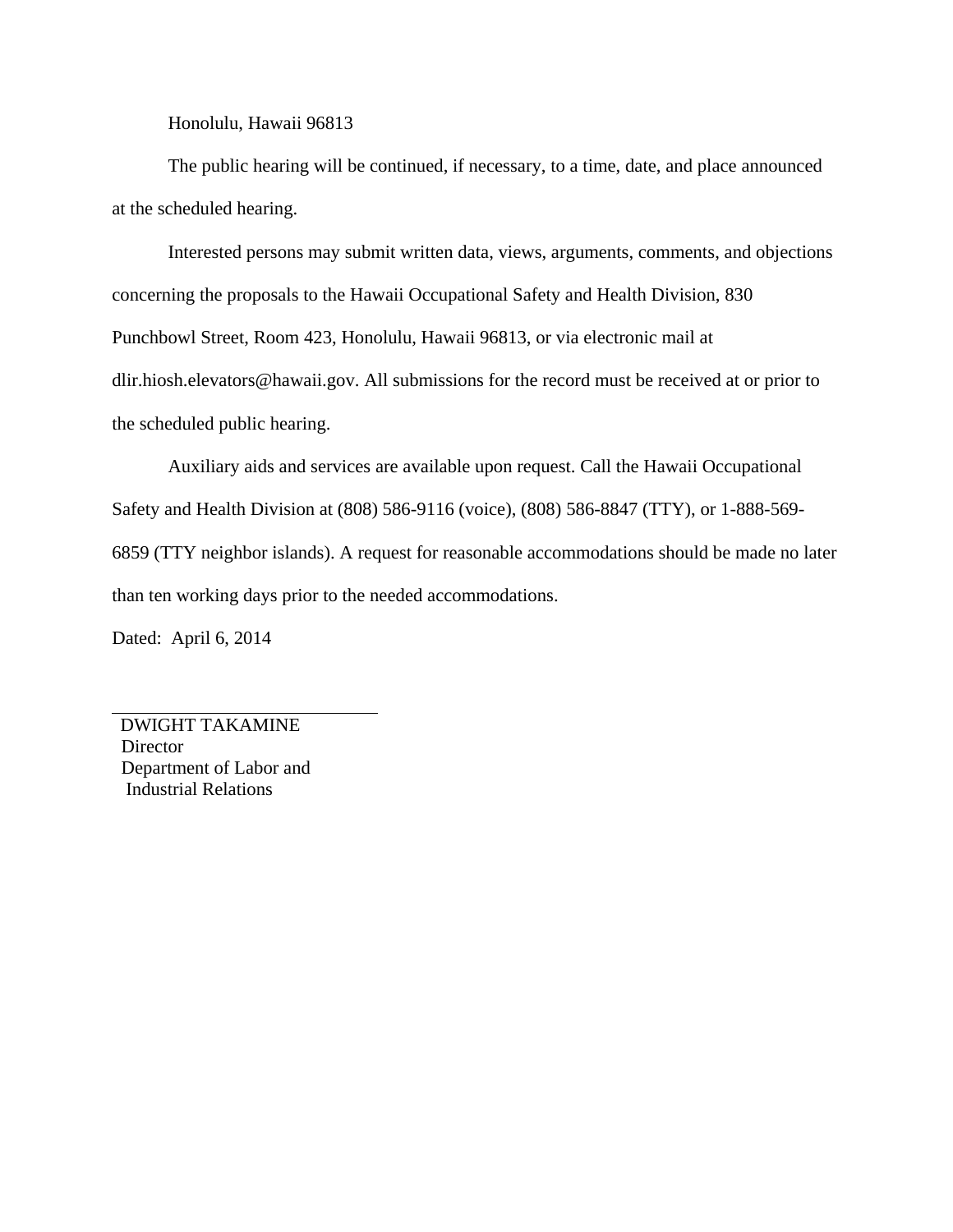Honolulu, Hawaii 96813

The public hearing will be continued, if necessary, to a time, date, and place announced at the scheduled hearing.

Interested persons may submit written data, views, arguments, comments, and objections concerning the proposals to the Hawaii Occupational Safety and Health Division, 830 Punchbowl Street, Room 423, Honolulu, Hawaii 96813, or via electronic mail at dlir.hiosh.elevators@hawaii.gov. All submissions for the record must be received at or prior to the scheduled public hearing.

Auxiliary aids and services are available upon request. Call the Hawaii Occupational Safety and Health Division at (808) 586-9116 (voice), (808) 586-8847 (TTY), or 1-888-569-6859 (TTY neighbor islands). A request for reasonable accommodations should be made no later than ten working days prior to the needed accommodations.

Dated: April 6, 2014

DWIGHT TAKAMINE
Director
Department of Labor and
Industrial Relations